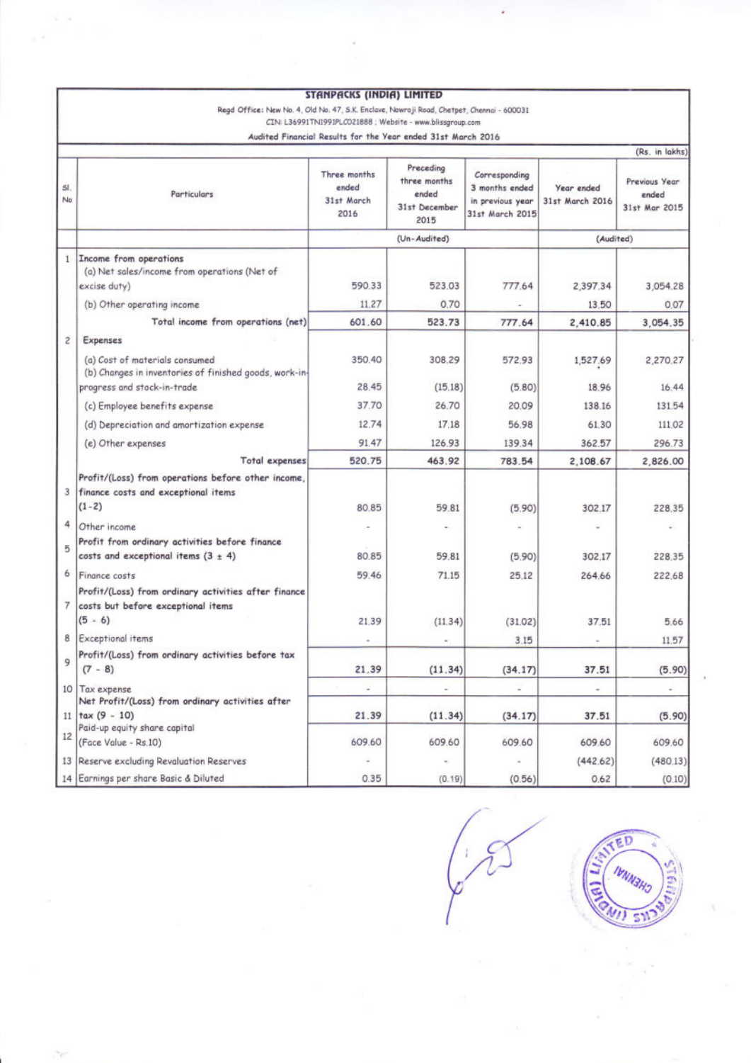# STANPACKS (INDIA) LIMITED

Regd Office: New No. 4, Old No. 47, S.K. Enclave, Nowroji Road, Chetpet, Chennai - 600031

CIN: L36991TN1991PLC021888 ; Website - www.blissgroup.com

Audited Financial Results for the Year ended 31st March 2016

(Rs. in lakhs)

| Sl. No | Particulars | Three months ended 31st March 2016 | Preceding three months ended 31st December 2015 | Corresponding 3 months ended in previous year 31st March 2015 | Year ended 31st March 2016 | Previous Year ended 31st Mar 2015 |
|---|---|---|---|---|---|---|
| | | (Un-Audited) | | | (Audited) | |
| 1 | Income from operations | | | | | |
| | (a) Net sales/income from operations (Net of excise duty) | 590.33 | 523.03 | 777.64 | 2,397.34 | 3,054.28 |
| | (b) Other operating income | 11.27 | 0.70 | - | 13.50 | 0.07 |
| | **Total income from operations (net)** | **601.60** | **523.73** | **777.64** | **2,410.85** | **3,054.35** |
| 2 | Expenses | | | | | |
| | (a) Cost of materials consumed | 350.40 | 308.29 | 572.93 | 1,527.69 | 2,270.27 |
| | (b) Changes in inventories of finished goods, work-in-progress and stock-in-trade | 28.45 | (15.18) | (5.80) | 18.96 | 16.44 |
| | (c) Employee benefits expense | 37.70 | 26.70 | 20.09 | 138.16 | 131.54 |
| | (d) Depreciation and amortization expense | 12.74 | 17.18 | 56.98 | 61.30 | 111.02 |
| | (e) Other expenses | 91.47 | 126.93 | 139.34 | 362.57 | 296.73 |
| | **Total expenses** | **520.75** | **463.92** | **783.54** | **2,108.67** | **2,826.00** |
| 3 | **Profit/(Loss) from operations before other income, finance costs and exceptional items (1-2)** | 80.85 | 59.81 | (5.90) | 302.17 | 228.35 |
| 4 | Other income | - | - | - | - | - |
| 5 | **Profit from ordinary activities before finance costs and exceptional items (3 ± 4)** | 80.85 | 59.81 | (5.90) | 302.17 | 228.35 |
| 6 | Finance costs | 59.46 | 71.15 | 25.12 | 264.66 | 222.68 |
| 7 | **Profit/(Loss) from ordinary activities after finance costs but before exceptional items (5 - 6)** | 21.39 | (11.34) | (31.02) | 37.51 | 5.66 |
| 8 | Exceptional items | - | - | 3.15 | - | 11.57 |
| 9 | **Profit/(Loss) from ordinary activities before tax (7 - 8)** | **21.39** | **(11.34)** | **(34.17)** | **37.51** | **(5.90)** |
| 10 | Tax expense | - | - | - | - | - |
| 11 | **Net Profit/(Loss) from ordinary activities after tax (9 - 10)** | **21.39** | **(11.34)** | **(34.17)** | **37.51** | **(5.90)** |
| 12 | Paid-up equity share capital (Face Value - Rs.10) | 609.60 | 609.60 | 609.60 | 609.60 | 609.60 |
| 13 | Reserve excluding Revaluation Reserves | - | - | - | (442.62) | (480.13) |
| 14 | Earnings per share Basic & Diluted | 0.35 | (0.19) | (0.56) | 0.62 | (0.10) |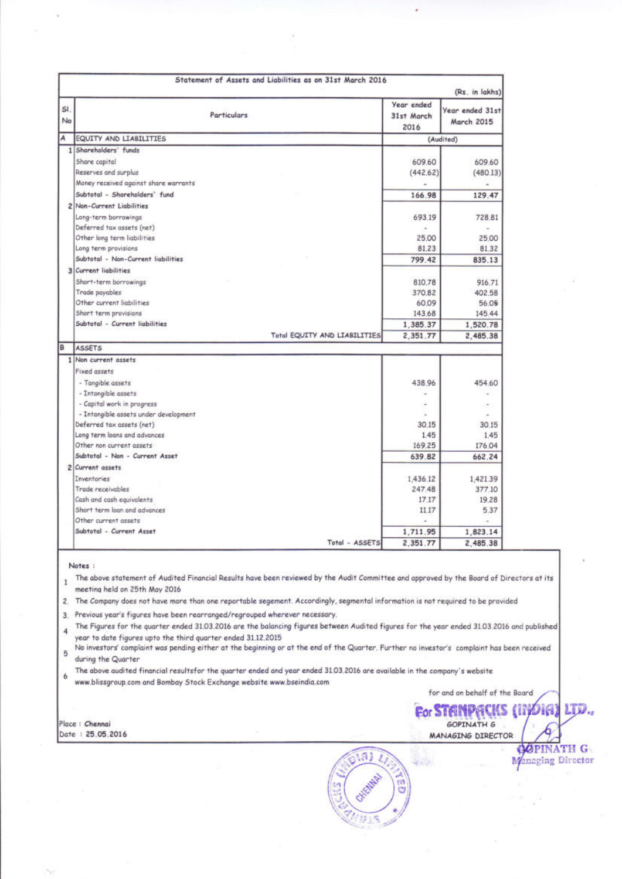**Statement of Assets and Liabilities as on 31st March 2016**

(Rs. in lakhs)

| Sl. No | Particulars | Year ended 31st March 2016 | Year ended 31st March 2015 |
|---|---|---|---|
| A | EQUITY AND LIABILITIES | (Audited) | |
| 1 | Shareholders' funds | | |
| | Share capital | 609.60 | 609.60 |
| | Reserves and surplus | (442.62) | (480.13) |
| | Money received against share warrants | - | - |
| | Subtotal - Shareholders' fund | 166.98 | 129.47 |
| 2 | Non-Current Liabilities | | |
| | Long-term borrowings | 693.19 | 728.81 |
| | Deferred tax assets (net) | - | - |
| | Other long term liabilities | 25.00 | 25.00 |
| | Long term provisions | 81.23 | 81.32 |
| | Subtotal - Non-Current liabilities | 799.42 | 835.13 |
| 3 | Current liabilities | | |
| | Short-term borrowings | 810.78 | 916.71 |
| | Trade payables | 370.82 | 402.58 |
| | Other current liabilities | 60.09 | 56.05 |
| | Short term provisions | 143.68 | 145.44 |
| | Subtotal - Current liabilities | 1,385.37 | 1,520.78 |
| | Total EQUITY AND LIABILITIES | 2,351.77 | 2,485.38 |
| B | ASSETS | | |
| 1 | Non current assets | | |
| | Fixed assets | | |
| | - Tangible assets | 438.96 | 454.60 |
| | - Intangible assets | - | - |
| | - Capital work in progress | - | - |
| | - Intangible assets under development | - | - |
| | Deferred tax assets (net) | 30.15 | 30.15 |
| | Long term loans and advances | 1.45 | 1.45 |
| | Other non current assets | 169.25 | 176.04 |
| | Subtotal - Non - Current Asset | 639.82 | 662.24 |
| 2 | Current assets | | |
| | Inventories | 1,436.12 | 1,421.39 |
| | Trade receivables | 247.48 | 377.10 |
| | Cash and cash equivalents | 17.17 | 19.28 |
| | Short term loan and advances | 11.17 | 5.37 |
| | Other current assets | - | - |
| | Subtotal - Current Asset | 1,711.95 | 1,823.14 |
| | Total - ASSETS | 2,351.77 | 2,485.38 |

Notes :

1. The above statement of Audited Financial Results have been reviewed by the Audit Committee and approved by the Board of Directors at its meeting held on 25th May 2016
2. The Company does not have more than one reportable segement. Accordingly, segmental information is not required to be provided
3. Previous year's figures have been rearranged/regrouped wherever necessary.
4. The Figures for the quarter ended 31.03.2016 are the balancing figures between Audited figures for the year ended 31.03.2016 and published year to date figures upto the third quarter ended 31.12.2015
5. No investors' complaint was pending either at the beginning or at the end of the Quarter. Further no investor's complaint has been received during the Quarter
6. The above audited financial resultsfor the quarter ended and year ended 31.03.2016 are available in the company's website www.blissgroup.com and Bombay Stock Exchange website www.bseindia.com

for and on behalf of the Board

For STANPACKS (INDIA) LTD.,

GOPINATH G
MANAGING DIRECTOR

Place : Chennai
Date : 25.05.2016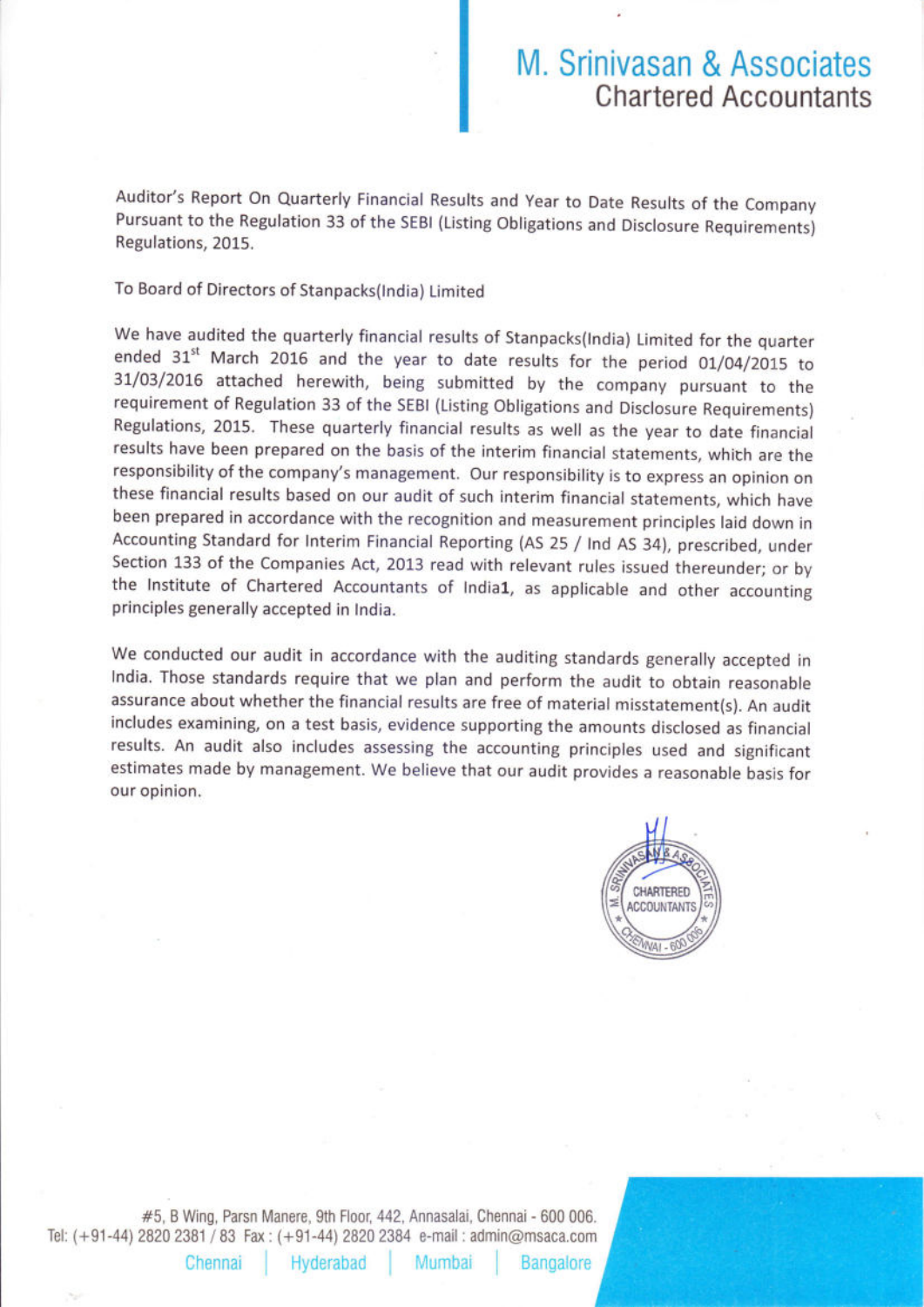Auditor's Report On Quarterly Financial Results and Year to Date Results of the Company Pursuant to the Regulation 33 of the SEBI (Listing Obligations and Disclosure Requirements) Regulations, 2015.

To Board of Directors of Stanpacks(India) Limited

We have audited the quarterly financial results of Stanpacks(India) Limited for the quarter ended 31st March 2016 and the year to date results for the period 01/04/2015 to 31/03/2016 attached herewith, being submitted by the company pursuant to the requirement of Regulation 33 of the SEBI (Listing Obligations and Disclosure Requirements) Regulations, 2015. These quarterly financial results as well as the year to date financial results have been prepared on the basis of the interim financial statements, which are the responsibility of the company's management. Our responsibility is to express an opinion on these financial results based on our audit of such interim financial statements, which have been prepared in accordance with the recognition and measurement principles laid down in Accounting Standard for Interim Financial Reporting (AS 25 / Ind AS 34), prescribed, under Section 133 of the Companies Act, 2013 read with relevant rules issued thereunder; or by the Institute of Chartered Accountants of India**1**, as applicable and other accounting principles generally accepted in India.

We conducted our audit in accordance with the auditing standards generally accepted in India. Those standards require that we plan and perform the audit to obtain reasonable assurance about whether the financial results are free of material misstatement(s). An audit includes examining, on a test basis, evidence supporting the amounts disclosed as financial results. An audit also includes assessing the accounting principles used and significant estimates made by management. We believe that our audit provides a reasonable basis for our opinion.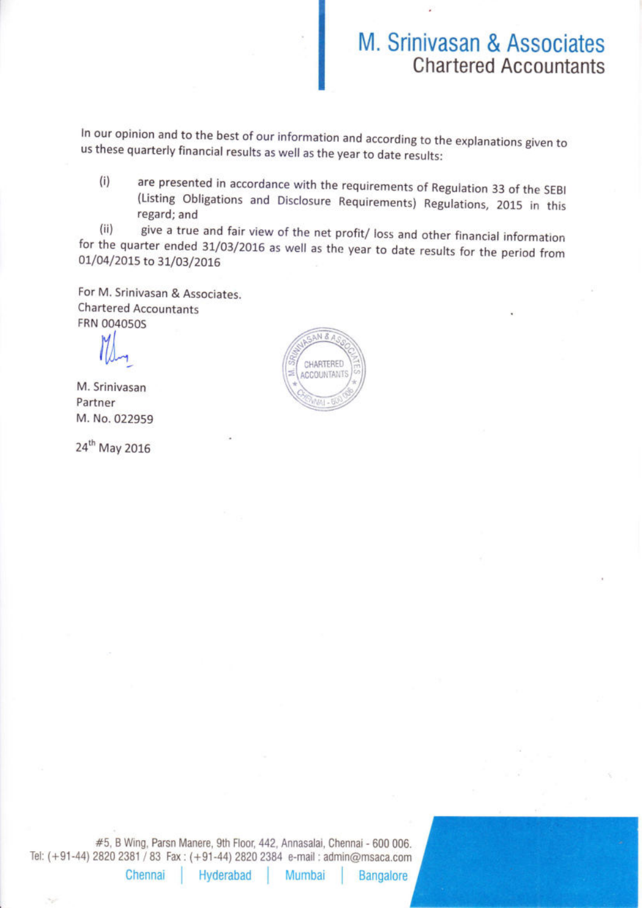In our opinion and to the best of our information and according to the explanations given to us these quarterly financial results as well as the year to date results:

(i) are presented in accordance with the requirements of Regulation 33 of the SEBI (Listing Obligations and Disclosure Requirements) Regulations, 2015 in this regard; and

(ii) give a true and fair view of the net profit/ loss and other financial information for the quarter ended 31/03/2016 as well as the year to date results for the period from 01/04/2015 to 31/03/2016

For M. Srinivasan & Associates.
Chartered Accountants
FRN 004050S

M. Srinivasan
Partner
M. No. 022959

24th May 2016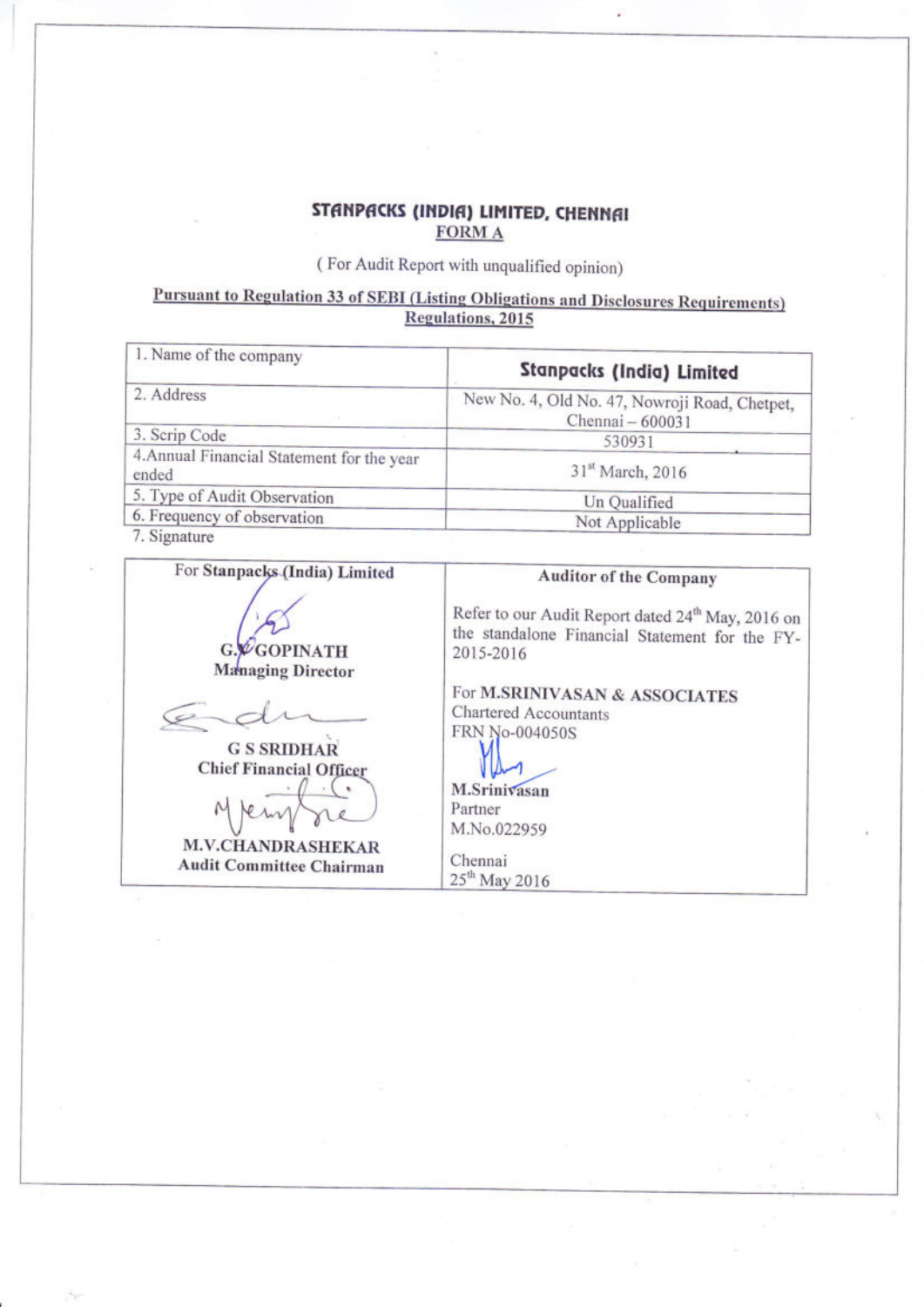# STANPACKS (INDIA) LIMITED, CHENNAI

## FORM A

( For Audit Report with unqualified opinion)

**Pursuant to Regulation 33 of SEBI (Listing Obligations and Disclosures Requirements) Regulations, 2015**

| | |
|---|---|
| 1. Name of the company | **Stanpacks (India) Limited** |
| 2. Address | New No. 4, Old No. 47, Nowroji Road, Chetpet, Chennai – 600031 |
| 3. Scrip Code | 530931 |
| 4. Annual Financial Statement for the year ended | 31st March, 2016 |
| 5. Type of Audit Observation | Un Qualified |
| 6. Frequency of observation | Not Applicable |

7. Signature

| | |
|---|---|
| For **Stanpacks (India) Limited** | **Auditor of the Company** |
| **G.V.GOPINATH**<br>**Managing Director** | Refer to our Audit Report dated 24th May, 2016 on the standalone Financial Statement for the FY-2015-2016 |
| **G S SRIDHAR**<br>**Chief Financial Officer** | For **M.SRINIVASAN & ASSOCIATES**<br>Chartered Accountants<br>FRN No-004050S |
| **M.V.CHANDRASHEKAR**<br>**Audit Committee Chairman** | **M.Srinivasan**<br>Partner<br>M.No.022959<br><br>Chennai<br>25th May 2016 |